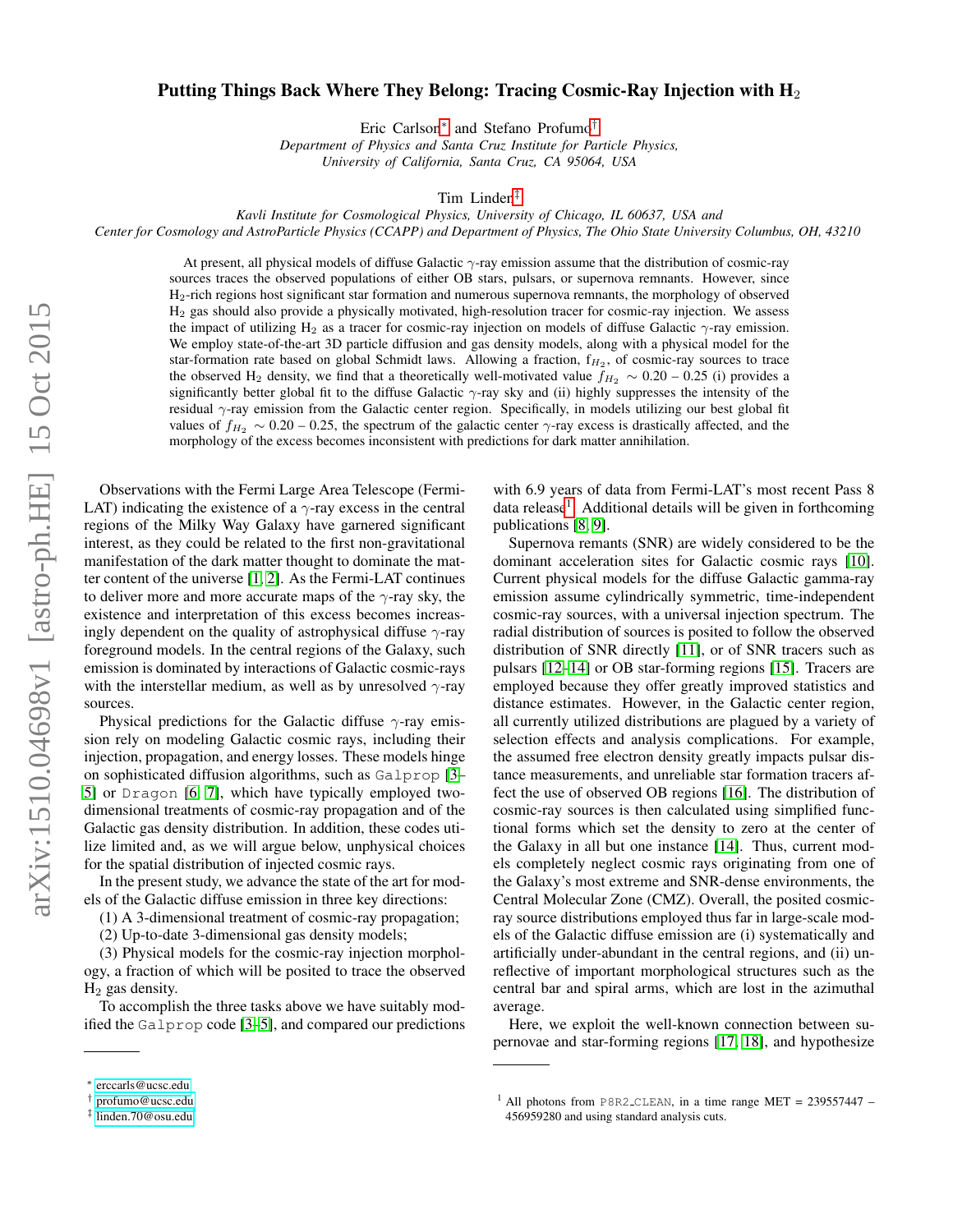# Putting Things Back Where They Belong: Tracing Cosmic-Ray Injection with $H_2$

Eric Carlson[*] and Stefano Profumo[†]

*Department of Physics and Santa Cruz Institute for Particle Physics, University of California, Santa Cruz, CA 95064, USA*

Tim Linden[‡]

*Kavli Institute for Cosmological Physics, University of Chicago, IL 60637, USA and Center for Cosmology and AstroParticle Physics (CCAPP) and Department of Physics, The Ohio State University Columbus, OH, 43210*

At present, all physical models of diffuse Galactic $\gamma$-ray emission assume that the distribution of cosmic-ray sources traces the observed populations of either OB stars, pulsars, or supernova remnants. However, since $H_2$-rich regions host significant star formation and numerous supernova remnants, the morphology of observed $H_2$ gas should also provide a physically motivated, high-resolution tracer for cosmic-ray injection. We assess the impact of utilizing $H_2$ as a tracer for cosmic-ray injection on models of diffuse Galactic $\gamma$-ray emission. We employ state-of-the-art 3D particle diffusion and gas density models, along with a physical model for the star-formation rate based on global Schmidt laws. Allowing a fraction, $f_{H_2}$, of cosmic-ray sources to trace the observed $H_2$ density, we find that a theoretically well-motivated value $f_{H_2} \sim 0.20 - 0.25$ (i) provides a significantly better global fit to the diffuse Galactic $\gamma$-ray sky and (ii) highly suppresses the intensity of the residual $\gamma$-ray emission from the Galactic center region. Specifically, in models utilizing our best global fit values of $f_{H_2} \sim 0.20 - 0.25$, the spectrum of the galactic center $\gamma$-ray excess is drastically affected, and the morphology of the excess becomes inconsistent with predictions for dark matter annihilation.

Observations with the Fermi Large Area Telescope (Fermi-LAT) indicating the existence of a $\gamma$-ray excess in the central regions of the Milky Way Galaxy have garnered significant interest, as they could be related to the first non-gravitational manifestation of the dark matter thought to dominate the matter content of the universe [1, 2]. As the Fermi-LAT continues to deliver more and more accurate maps of the $\gamma$-ray sky, the existence and interpretation of this excess becomes increasingly dependent on the quality of astrophysical diffuse $\gamma$-ray foreground models. In the central regions of the Galaxy, such emission is dominated by interactions of Galactic cosmic-rays with the interstellar medium, as well as by unresolved $\gamma$-ray sources.

Physical predictions for the Galactic diffuse $\gamma$-ray emission rely on modeling Galactic cosmic rays, including their injection, propagation, and energy losses. These models hinge on sophisticated diffusion algorithms, such as `Galprop` [3–5] or `Dragon` [6, 7], which have typically employed two-dimensional treatments of cosmic-ray propagation and of the Galactic gas density distribution. In addition, these codes utilize limited and, as we will argue below, unphysical choices for the spatial distribution of injected cosmic rays.

In the present study, we advance the state of the art for models of the Galactic diffuse emission in three key directions:

(1) A 3-dimensional treatment of cosmic-ray propagation;

(2) Up-to-date 3-dimensional gas density models;

(3) Physical models for the cosmic-ray injection morphology, a fraction of which will be posited to trace the observed $H_2$ gas density.

To accomplish the three tasks above we have suitably modified the `Galprop` code [3–5], and compared our predictions with 6.9 years of data from Fermi-LAT's most recent Pass 8 data release[1]. Additional details will be given in forthcoming publications [8, 9].

Supernova remants (SNR) are widely considered to be the dominant acceleration sites for Galactic cosmic rays [10]. Current physical models for the diffuse Galactic gamma-ray emission assume cylindrically symmetric, time-independent cosmic-ray sources, with a universal injection spectrum. The radial distribution of sources is posited to follow the observed distribution of SNR directly [11], or of SNR tracers such as pulsars [12–14] or OB star-forming regions [15]. Tracers are employed because they offer greatly improved statistics and distance estimates. However, in the Galactic center region, all currently utilized distributions are plagued by a variety of selection effects and analysis complications. For example, the assumed free electron density greatly impacts pulsar distance measurements, and unreliable star formation tracers affect the use of observed OB regions [16]. The distribution of cosmic-ray sources is then calculated using simplified functional forms which set the density to zero at the center of the Galaxy in all but one instance [14]. Thus, current models completely neglect cosmic rays originating from one of the Galaxy's most extreme and SNR-dense environments, the Central Molecular Zone (CMZ). Overall, the posited cosmic-ray source distributions employed thus far in large-scale models of the Galactic diffuse emission are (i) systematically and artificially under-abundant in the central regions, and (ii) unreflective of important morphological structures such as the central bar and spiral arms, which are lost in the azimuthal average.

Here, we exploit the well-known connection between supernovae and star-forming regions [17, 18], and hypothesize

---

[*] erccarls@ucsc.edu

[†] profumo@ucsc.edu

[‡] linden.70@osu.edu

[1] All photons from `P8R2_CLEAN`, in a time range MET = 239557447 – 456959280 and using standard analysis cuts.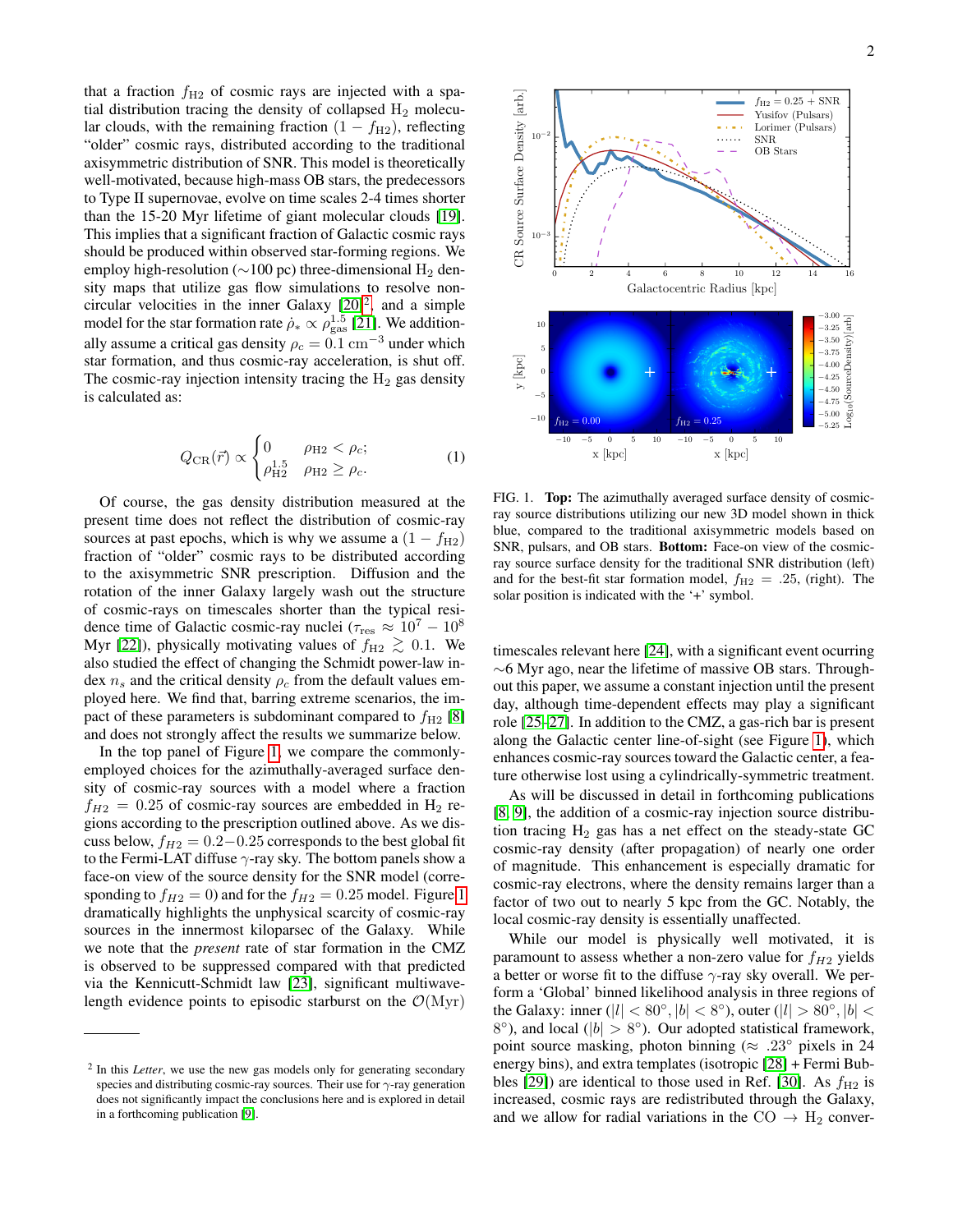that a fraction $f_{\rm H2}$ of cosmic rays are injected with a spatial distribution tracing the density of collapsed $H_2$ molecular clouds, with the remaining fraction $(1 - f_{\rm H2})$, reflecting "older" cosmic rays, distributed according to the traditional axisymmetric distribution of SNR. This model is theoretically well-motivated, because high-mass OB stars, the predecessors to Type II supernovae, evolve on time scales 2-4 times shorter than the 15-20 Myr lifetime of giant molecular clouds [19]. This implies that a significant fraction of Galactic cosmic rays should be produced within observed star-forming regions. We employ high-resolution (∼100 pc) three-dimensional $H_2$ density maps that utilize gas flow simulations to resolve non-circular velocities in the inner Galaxy [20][2], and a simple model for the star formation rate $\dot{\rho}_* \propto \rho_{\rm gas}^{1.5}$ [21]. We additionally assume a critical gas density $\rho_c = 0.1~{\rm cm}^{-3}$ under which star formation, and thus cosmic-ray acceleration, is shut off. The cosmic-ray injection intensity tracing the $H_2$ gas density is calculated as:

$$Q_{\rm CR}(\vec{r}) \propto \begin{cases} 0 & \rho_{\rm H2} < \rho_c; \\ \rho_{\rm H2}^{1.5} & \rho_{\rm H2} \geq \rho_c. \end{cases} \quad (1)$$

Of course, the gas density distribution measured at the present time does not reflect the distribution of cosmic-ray sources at past epochs, which is why we assume a $(1 - f_{\rm H2})$ fraction of "older" cosmic rays to be distributed according to the axisymmetric SNR prescription. Diffusion and the rotation of the inner Galaxy largely wash out the structure of cosmic-rays on timescales shorter than the typical residence time of Galactic cosmic-ray nuclei ($\tau_{\rm res} \approx 10^7 - 10^8$ Myr [22]), physically motivating values of $f_{\rm H2} \gtrsim 0.1$. We also studied the effect of changing the Schmidt power-law index $n_s$ and the critical density $\rho_c$ from the default values employed here. We find that, barring extreme scenarios, the impact of these parameters is subdominant compared to $f_{\rm H2}$ [8] and does not strongly affect the results we summarize below.

In the top panel of Figure 1, we compare the commonly-employed choices for the azimuthally-averaged surface density of cosmic-ray sources with a model where a fraction $f_{H2} = 0.25$ of cosmic-ray sources are embedded in $H_2$ regions according to the prescription outlined above. As we discuss below, $f_{H2} = 0.2 - 0.25$ corresponds to the best global fit to the Fermi-LAT diffuse $\gamma$-ray sky. The bottom panels show a face-on view of the source density for the SNR model (corresponding to $f_{H2} = 0$) and for the $f_{H2} = 0.25$ model. Figure 1 dramatically highlights the unphysical scarcity of cosmic-ray sources in the innermost kiloparsec of the Galaxy. While we note that the *present* rate of star formation in the CMZ is observed to be suppressed compared with that predicted via the Kennicutt-Schmidt law [23], significant multiwavelength evidence points to episodic starburst on the $\mathcal{O}$(Myr) timescales relevant here [24], with a significant event ocurring ∼6 Myr ago, near the lifetime of massive OB stars. Throughout this paper, we assume a constant injection until the present day, although time-dependent effects may play a significant role [25–27]. In addition to the CMZ, a gas-rich bar is present along the Galactic center line-of-sight (see Figure 1), which enhances cosmic-ray sources toward the Galactic center, a feature otherwise lost using a cylindrically-symmetric treatment.

FIG. 1. **Top:** The azimuthally averaged surface density of cosmic-ray source distributions utilizing our new 3D model shown in thick blue, compared to the traditional axisymmetric models based on SNR, pulsars, and OB stars. **Bottom:** Face-on view of the cosmic-ray source surface density for the traditional SNR distribution (left) and for the best-fit star formation model, $f_{\rm H2} = .25$, (right). The solar position is indicated with the '+' symbol.

As will be discussed in detail in forthcoming publications [8, 9], the addition of a cosmic-ray injection source distribution tracing $H_2$ gas has a net effect on the steady-state GC cosmic-ray density (after propagation) of nearly one order of magnitude. This enhancement is especially dramatic for cosmic-ray electrons, where the density remains larger than a factor of two out to nearly 5 kpc from the GC. Notably, the local cosmic-ray density is essentially unaffected.

While our model is physically well motivated, it is paramount to assess whether a non-zero value for $f_{H2}$ yields a better or worse fit to the diffuse $\gamma$-ray sky overall. We perform a 'Global' binned likelihood analysis in three regions of the Galaxy: inner ($|l| < 80°, |b| < 8°$), outer ($|l| > 80°, |b| < 8°$), and local ($|b| > 8°$). Our adopted statistical framework, point source masking, photon binning ($\approx .23°$ pixels in 24 energy bins), and extra templates (isotropic [28] + Fermi Bubbles [29]) are identical to those used in Ref. [30]. As $f_{\rm H2}$ is increased, cosmic rays are redistributed through the Galaxy, and we allow for radial variations in the CO → $H_2$ conver-

[2] In this *Letter*, we use the new gas models only for generating secondary species and distributing cosmic-ray sources. Their use for $\gamma$-ray generation does not significantly impact the conclusions here and is explored in detail in a forthcoming publication [9].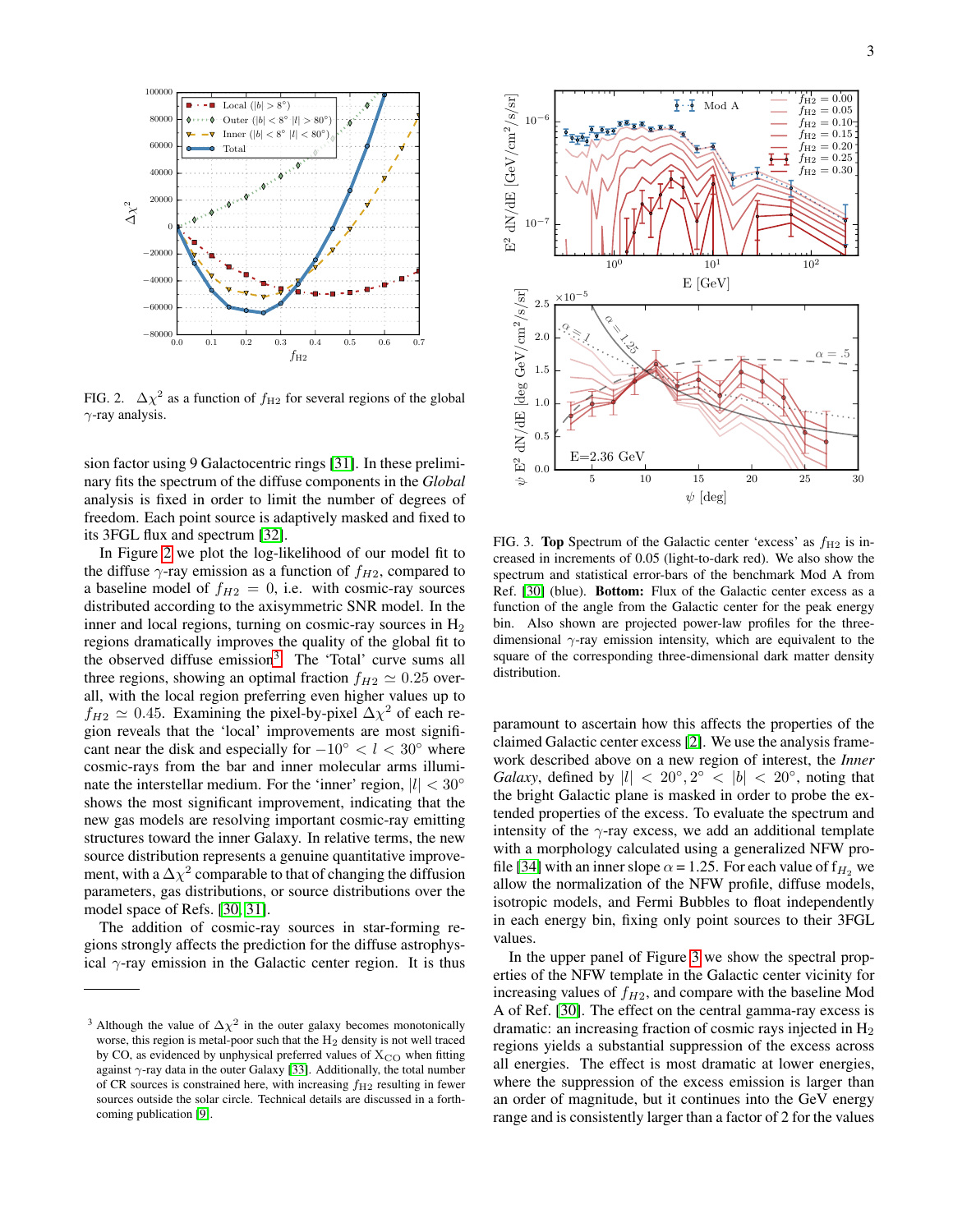FIG. 2. $\Delta\chi^2$ as a function of $f_{\rm H2}$ for several regions of the global $\gamma$-ray analysis.

sion factor using 9 Galactocentric rings [31]. In these preliminary fits the spectrum of the diffuse components in the *Global* analysis is fixed in order to limit the number of degrees of freedom. Each point source is adaptively masked and fixed to its 3FGL flux and spectrum [32].

In Figure 2 we plot the log-likelihood of our model fit to the diffuse $\gamma$-ray emission as a function of $f_{H2}$, compared to a baseline model of $f_{H2} = 0$, i.e. with cosmic-ray sources distributed according to the axisymmetric SNR model. In the inner and local regions, turning on cosmic-ray sources in $H_2$ regions dramatically improves the quality of the global fit to the observed diffuse emission[3]. The 'Total' curve sums all three regions, showing an optimal fraction $f_{H2} \simeq 0.25$ overall, with the local region preferring even higher values up to $f_{H2} \simeq 0.45$. Examining the pixel-by-pixel $\Delta\chi^2$ of each region reveals that the 'local' improvements are most significant near the disk and especially for $-10^\circ < l < 30^\circ$ where cosmic-rays from the bar and inner molecular arms illuminate the interstellar medium. For the 'inner' region, $|l| < 30^\circ$ shows the most significant improvement, indicating that the new gas models are resolving important cosmic-ray emitting structures toward the inner Galaxy. In relative terms, the new source distribution represents a genuine quantitative improvement, with a $\Delta\chi^2$ comparable to that of changing the diffusion parameters, gas distributions, or source distributions over the model space of Refs. [30, 31].

The addition of cosmic-ray sources in star-forming regions strongly affects the prediction for the diffuse astrophysical $\gamma$-ray emission in the Galactic center region. It is thus paramount to ascertain how this affects the properties of the claimed Galactic center excess [2]. We use the analysis framework described above on a new region of interest, the *Inner Galaxy*, defined by $|l| < 20^\circ, 2^\circ < |b| < 20^\circ$, noting that the bright Galactic plane is masked in order to probe the extended properties of the excess. To evaluate the spectrum and intensity of the $\gamma$-ray excess, we add an additional template with a morphology calculated using a generalized NFW profile [34] with an inner slope $\alpha = 1.25$. For each value of $f_{H_2}$ we allow the normalization of the NFW profile, diffuse models, isotropic models, and Fermi Bubbles to float independently in each energy bin, fixing only point sources to their 3FGL values.

FIG. 3. **Top** Spectrum of the Galactic center 'excess' as $f_{\rm H2}$ is increased in increments of 0.05 (light-to-dark red). We also show the spectrum and statistical error-bars of the benchmark Mod A from Ref. [30] (blue). **Bottom:** Flux of the Galactic center excess as a function of the angle from the Galactic center for the peak energy bin. Also shown are projected power-law profiles for the three-dimensional $\gamma$-ray emission intensity, which are equivalent to the square of the corresponding three-dimensional dark matter density distribution.

In the upper panel of Figure 3 we show the spectral properties of the NFW template in the Galactic center vicinity for increasing values of $f_{H2}$, and compare with the baseline Mod A of Ref. [30]. The effect on the central gamma-ray excess is dramatic: an increasing fraction of cosmic rays injected in $H_2$ regions yields a substantial suppression of the excess across all energies. The effect is most dramatic at lower energies, where the suppression of the excess emission is larger than an order of magnitude, but it continues into the GeV energy range and is consistently larger than a factor of 2 for the values

[3] Although the value of $\Delta\chi^2$ in the outer galaxy becomes monotonically worse, this region is metal-poor such that the $H_2$ density is not well traced by CO, as evidenced by unphysical preferred values of $X_{\rm CO}$ when fitting against $\gamma$-ray data in the outer Galaxy [33]. Additionally, the total number of CR sources is constrained here, with increasing $f_{\rm H2}$ resulting in fewer sources outside the solar circle. Technical details are discussed in a forthcoming publication [9].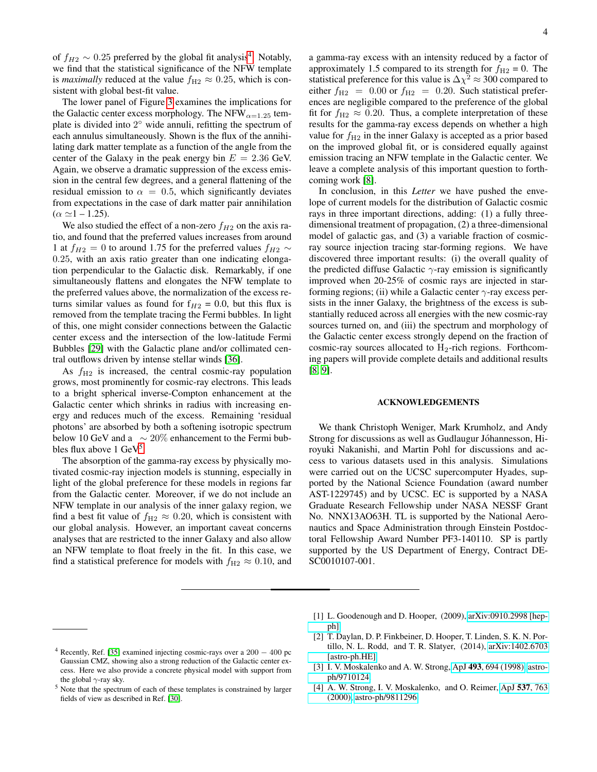of $f_{H2} \sim 0.25$ preferred by the global fit analysis[4]. Notably, we find that the statistical significance of the NFW template is *maximally* reduced at the value $f_{\rm H2} \approx 0.25$, which is consistent with global best-fit value.

The lower panel of Figure 3 examines the implications for the Galactic center excess morphology. The NFW$_{\alpha=1.25}$ template is divided into 2° wide annuli, refitting the spectrum of each annulus simultaneously. Shown is the flux of the annihilating dark matter template as a function of the angle from the center of the Galaxy in the peak energy bin $E = 2.36$ GeV. Again, we observe a dramatic suppression of the excess emission in the central few degrees, and a general flattening of the residual emission to $\alpha = 0.5$, which significantly deviates from expectations in the case of dark matter pair annihilation ($\alpha \simeq 1 - 1.25$).

We also studied the effect of a non-zero $f_{H2}$ on the axis ratio, and found that the preferred values increases from around 1 at $f_{H2} = 0$ to around 1.75 for the preferred values $f_{H2} \sim 0.25$, with an axis ratio greater than one indicating elongation perpendicular to the Galactic disk. Remarkably, if one simultaneously flattens and elongates the NFW template to the preferred values above, the normalization of the excess returns similar values as found for $f_{H2} = 0.0$, but this flux is removed from the template tracing the Fermi bubbles. In light of this, one might consider connections between the Galactic center excess and the intersection of the low-latitude Fermi Bubbles [29] with the Galactic plane and/or collimated central outflows driven by intense stellar winds [36].

As $f_{\rm H2}$ is increased, the central cosmic-ray population grows, most prominently for cosmic-ray electrons. This leads to a bright spherical inverse-Compton enhancement at the Galactic center which shrinks in radius with increasing energy and reduces much of the excess. Remaining 'residual photons' are absorbed by both a softening isotropic spectrum below 10 GeV and a $\sim 20\%$ enhancement to the Fermi bubbles flux above 1 GeV[5].

The absorption of the gamma-ray excess by physically motivated cosmic-ray injection models is stunning, especially in light of the global preference for these models in regions far from the Galactic center. Moreover, if we do not include an NFW template in our analysis of the inner galaxy region, we find a best fit value of $f_{\rm H2} \approx 0.20$, which is consistent with our global analysis. However, an important caveat concerns analyses that are restricted to the inner Galaxy and also allow an NFW template to float freely in the fit. In this case, we find a statistical preference for models with $f_{\rm H2} \approx 0.10$, and a gamma-ray excess with an intensity reduced by a factor of approximately 1.5 compared to its strength for $f_{\rm H2} = 0$. The statistical preference for this value is $\Delta\chi^2 \approx 300$ compared to either $f_{\rm H2} = 0.00$ or $f_{\rm H2} = 0.20$. Such statistical preferences are negligible compared to the preference of the global fit for $f_{\rm H2} \approx 0.20$. Thus, a complete interpretation of these results for the gamma-ray excess depends on whether a high value for $f_{\rm H2}$ in the inner Galaxy is accepted as a prior based on the improved global fit, or is considered equally against emission tracing an NFW template in the Galactic center. We leave a complete analysis of this important question to forthcoming work [8].

In conclusion, in this *Letter* we have pushed the envelope of current models for the distribution of Galactic cosmic rays in three important directions, adding: (1) a fully three-dimensional treatment of propagation, (2) a three-dimensional model of galactic gas, and (3) a variable fraction of cosmic-ray source injection tracing star-forming regions. We have discovered three important results: (i) the overall quality of the predicted diffuse Galactic $\gamma$-ray emission is significantly improved when 20-25% of cosmic rays are injected in star-forming regions; (ii) while a Galactic center $\gamma$-ray excess persists in the inner Galaxy, the brightness of the excess is substantially reduced across all energies with the new cosmic-ray sources turned on, and (iii) the spectrum and morphology of the Galactic center excess strongly depend on the fraction of cosmic-ray sources allocated to $H_2$-rich regions. Forthcoming papers will provide complete details and additional results [8, 9].

## ACKNOWLEDGEMENTS

We thank Christoph Weniger, Mark Krumholz, and Andy Strong for discussions as well as Gudlaugur Jóhannesson, Hiroyuki Nakanishi, and Martin Pohl for discussions and access to various datasets used in this analysis. Simulations were carried out on the UCSC supercomputer Hyades, supported by the National Science Foundation (award number AST-1229745) and by UCSC. EC is supported by a NASA Graduate Research Fellowship under NASA NESSF Grant No. NNX13AO63H. TL is supported by the National Aeronautics and Space Administration through Einstein Postdoctoral Fellowship Award Number PF3-140110. SP is partly supported by the US Department of Energy, Contract DE-SC0010107-001.

---

[4] Recently, Ref. [35] examined injecting cosmic-rays over a $200 - 400$ pc Gaussian CMZ, showing also a strong reduction of the Galactic center excess. Here we also provide a concrete physical model with support from the global $\gamma$-ray sky.

[5] Note that the spectrum of each of these templates is constrained by larger fields of view as described in Ref. [30].

---

[1] L. Goodenough and D. Hooper, (2009), arXiv:0910.2998 [hep-ph].

[2] T. Daylan, D. P. Finkbeiner, D. Hooper, T. Linden, S. K. N. Portillo, N. L. Rodd, and T. R. Slatyer, (2014), arXiv:1402.6703 [astro-ph.HE].

[3] I. V. Moskalenko and A. W. Strong, ApJ **493**, 694 (1998), astro-ph/9710124.

[4] A. W. Strong, I. V. Moskalenko, and O. Reimer, ApJ **537**, 763 (2000), astro-ph/9811296.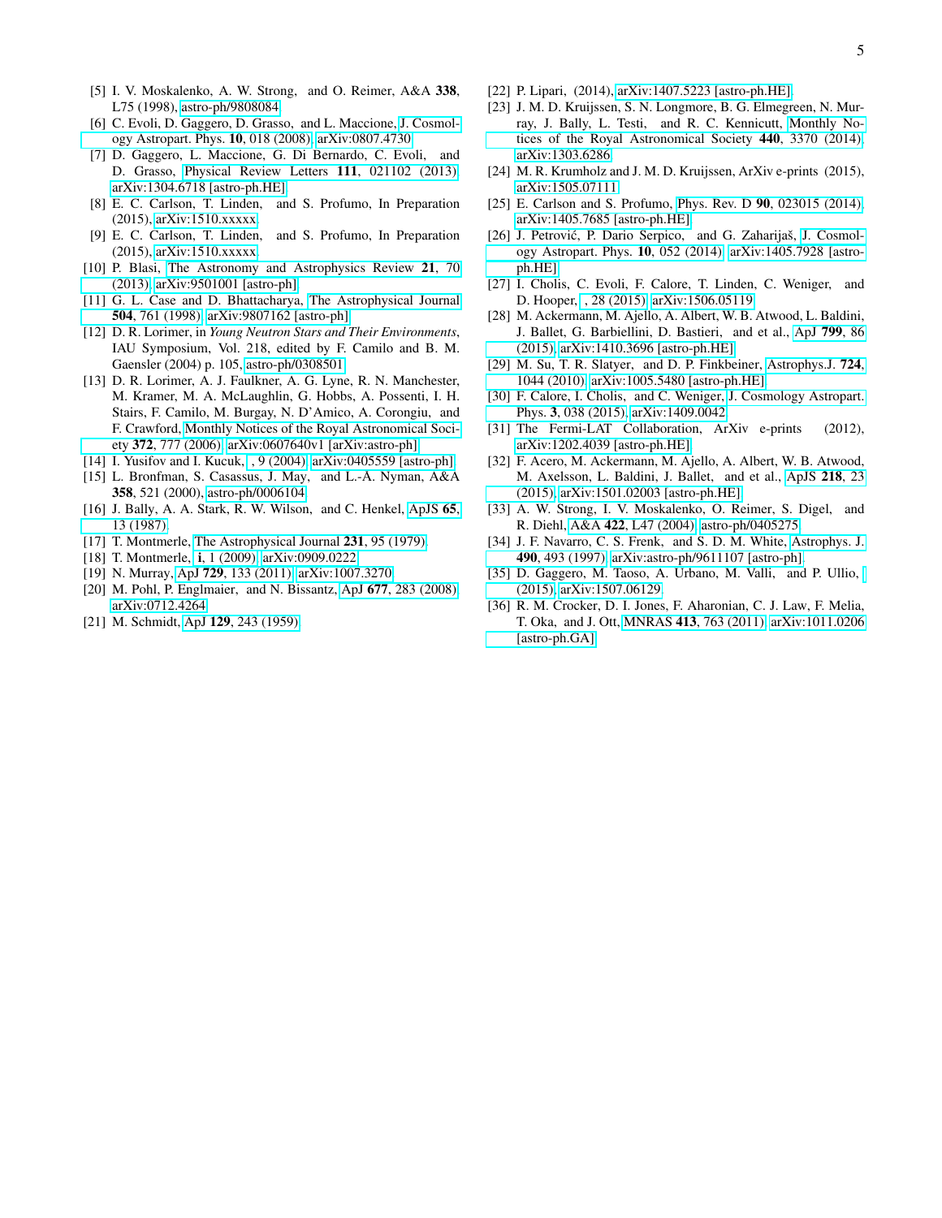- [5] I. V. Moskalenko, A. W. Strong, and O. Reimer, A&A **338**, L75 (1998), astro-ph/9808084.
- [6] C. Evoli, D. Gaggero, D. Grasso, and L. Maccione, J. Cosmology Astropart. Phys. **10**, 018 (2008), arXiv:0807.4730.
- [7] D. Gaggero, L. Maccione, G. Di Bernardo, C. Evoli, and D. Grasso, Physical Review Letters **111**, 021102 (2013), arXiv:1304.6718 [astro-ph.HE].
- [8] E. C. Carlson, T. Linden, and S. Profumo, In Preparation (2015), arXiv:1510.xxxxx.
- [9] E. C. Carlson, T. Linden, and S. Profumo, In Preparation (2015), arXiv:1510.xxxxx.
- [10] P. Blasi, The Astronomy and Astrophysics Review **21**, 70 (2013), arXiv:9501001 [astro-ph].
- [11] G. L. Case and D. Bhattacharya, The Astrophysical Journal **504**, 761 (1998), arXiv:9807162 [astro-ph].
- [12] D. R. Lorimer, in *Young Neutron Stars and Their Environments*, IAU Symposium, Vol. 218, edited by F. Camilo and B. M. Gaensler (2004) p. 105, astro-ph/0308501.
- [13] D. R. Lorimer, A. J. Faulkner, A. G. Lyne, R. N. Manchester, M. Kramer, M. A. McLaughlin, G. Hobbs, A. Possenti, I. H. Stairs, F. Camilo, M. Burgay, N. D'Amico, A. Corongiu, and F. Crawford, Monthly Notices of the Royal Astronomical Society **372**, 777 (2006), arXiv:0607640v1 [arXiv:astro-ph].
- [14] I. Yusifov and I. Kucuk, , 9 (2004), arXiv:0405559 [astro-ph].
- [15] L. Bronfman, S. Casassus, J. May, and L.-Å. Nyman, A&A **358**, 521 (2000), astro-ph/0006104.
- [16] J. Bally, A. A. Stark, R. W. Wilson, and C. Henkel, ApJS **65**, 13 (1987).
- [17] T. Montmerle, The Astrophysical Journal **231**, 95 (1979).
- [18] T. Montmerle, **i**, 1 (2009), arXiv:0909.0222.
- [19] N. Murray, ApJ **729**, 133 (2011), arXiv:1007.3270.
- [20] M. Pohl, P. Englmaier, and N. Bissantz, ApJ **677**, 283 (2008), arXiv:0712.4264.
- [21] M. Schmidt, ApJ **129**, 243 (1959).
- [22] P. Lipari, (2014), arXiv:1407.5223 [astro-ph.HE].
- [23] J. M. D. Kruijssen, S. N. Longmore, B. G. Elmegreen, N. Murray, J. Bally, L. Testi, and R. C. Kennicutt, Monthly Notices of the Royal Astronomical Society **440**, 3370 (2014), arXiv:1303.6286.
- [24] M. R. Krumholz and J. M. D. Kruijssen, ArXiv e-prints (2015), arXiv:1505.07111.
- [25] E. Carlson and S. Profumo, Phys. Rev. D **90**, 023015 (2014), arXiv:1405.7685 [astro-ph.HE].
- [26] J. Petrović, P. Dario Serpico, and G. Zaharijaš, J. Cosmology Astropart. Phys. **10**, 052 (2014), arXiv:1405.7928 [astro-ph.HE].
- [27] I. Cholis, C. Evoli, F. Calore, T. Linden, C. Weniger, and D. Hooper, , 28 (2015), arXiv:1506.05119.
- [28] M. Ackermann, M. Ajello, A. Albert, W. B. Atwood, L. Baldini, J. Ballet, G. Barbiellini, D. Bastieri, and et al., ApJ **799**, 86 (2015), arXiv:1410.3696 [astro-ph.HE].
- [29] M. Su, T. R. Slatyer, and D. P. Finkbeiner, Astrophys.J. **724**, 1044 (2010), arXiv:1005.5480 [astro-ph.HE].
- [30] F. Calore, I. Cholis, and C. Weniger, J. Cosmology Astropart. Phys. **3**, 038 (2015), arXiv:1409.0042.
- [31] The Fermi-LAT Collaboration, ArXiv e-prints (2012), arXiv:1202.4039 [astro-ph.HE].
- [32] F. Acero, M. Ackermann, M. Ajello, A. Albert, W. B. Atwood, M. Axelsson, L. Baldini, J. Ballet, and et al., ApJS **218**, 23 (2015), arXiv:1501.02003 [astro-ph.HE].
- [33] A. W. Strong, I. V. Moskalenko, O. Reimer, S. Digel, and R. Diehl, A&A **422**, L47 (2004), astro-ph/0405275.
- [34] J. F. Navarro, C. S. Frenk, and S. D. M. White, Astrophys. J. **490**, 493 (1997), arXiv:astro-ph/9611107 [astro-ph].
- [35] D. Gaggero, M. Taoso, A. Urbano, M. Valli, and P. Ullio, (2015), arXiv:1507.06129.
- [36] R. M. Crocker, D. I. Jones, F. Aharonian, C. J. Law, F. Melia, T. Oka, and J. Ott, MNRAS **413**, 763 (2011), arXiv:1011.0206 [astro-ph.GA].